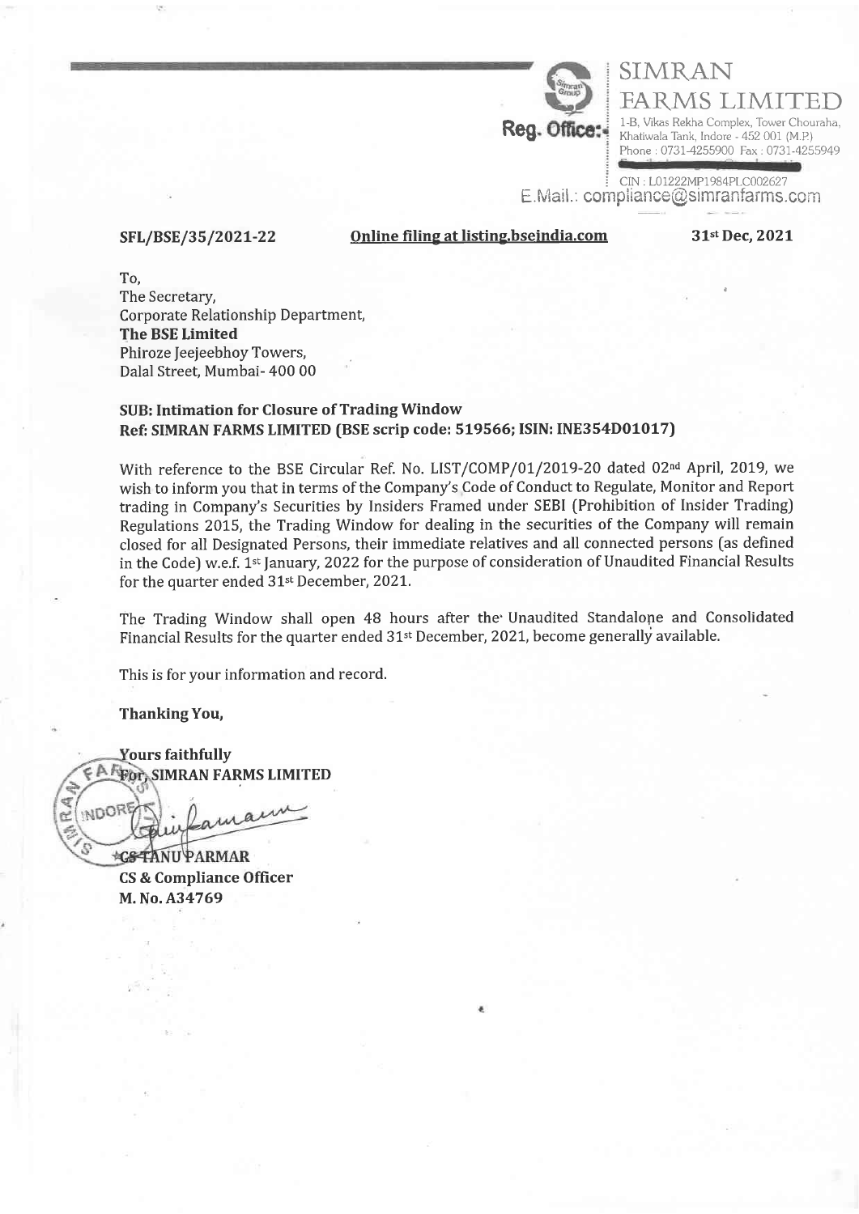# SIMRAN FARMS LIMITED

**Reg. Office:** 1-B, Vikas Rekha Complex, Tower Chouraha, Khatiwala Tank, Indore - 452 001 (M.P.)
Phone : 0731-4255900 Fax : 0731-4255949

CIN : L01222MP1984PLC002627
E.Mail.: compliance@simranfarms.com

**SFL/BSE/35/2021-22** **Online filing at listing.bseindia.com** **31st Dec, 2021**

To,
The Secretary,
Corporate Relationship Department,
**The BSE Limited**
Phiroze Jeejeebhoy Towers,
Dalal Street, Mumbai- 400 00

**SUB: Intimation for Closure of Trading Window**
**Ref: SIMRAN FARMS LIMITED (BSE scrip code: 519566; ISIN: INE354D01017)**

With reference to the BSE Circular Ref. No. LIST/COMP/01/2019-20 dated 02nd April, 2019, we wish to inform you that in terms of the Company's Code of Conduct to Regulate, Monitor and Report trading in Company's Securities by Insiders Framed under SEBI (Prohibition of Insider Trading) Regulations 2015, the Trading Window for dealing in the securities of the Company will remain closed for all Designated Persons, their immediate relatives and all connected persons (as defined in the Code) w.e.f. 1st January, 2022 for the purpose of consideration of Unaudited Financial Results for the quarter ended 31st December, 2021.

The Trading Window shall open 48 hours after the Unaudited Standalone and Consolidated Financial Results for the quarter ended 31st December, 2021, become generally available.

This is for your information and record.

**Thanking You,**

**Yours faithfully**
**For, SIMRAN FARMS LIMITED**

**CS TANU PARMAR**
**CS & Compliance Officer**
**M. No. A34769**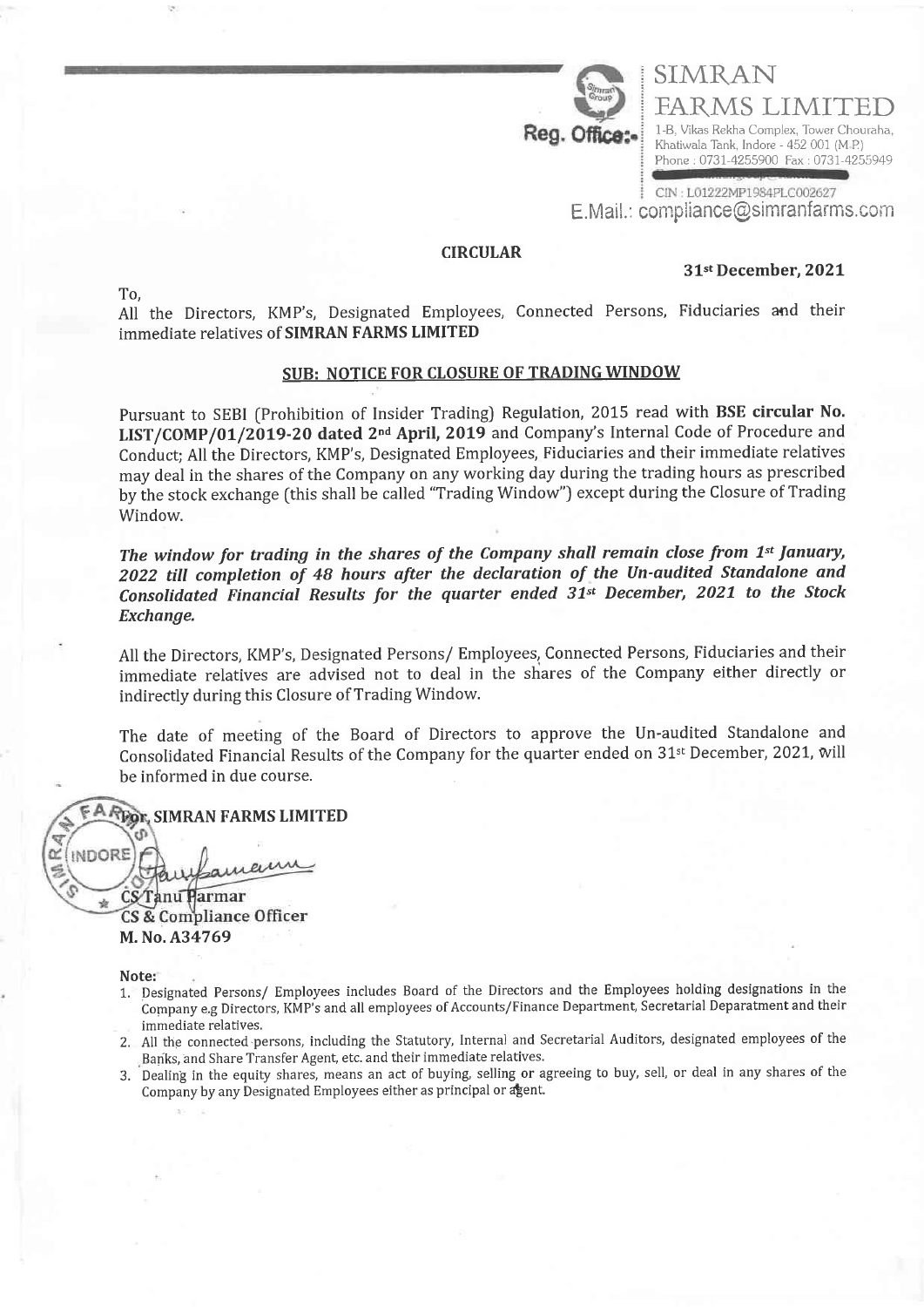# SIMRAN FARMS LIMITED

**Reg. Office:-** 1-B, Vikas Rekha Complex, Tower Chouraha, Khatiwala Tank, Indore - 452 001 (M.P.)
Phone : 0731-4255900 Fax : 0731-4255949

CIN : L01222MP1984PLC002627

E.Mail.: compliance@simranfarms.com

**CIRCULAR**

**31st December, 2021**

To,

All the Directors, KMP's, Designated Employees, Connected Persons, Fiduciaries and their immediate relatives of **SIMRAN FARMS LIMITED**

**SUB: NOTICE FOR CLOSURE OF TRADING WINDOW**

Pursuant to SEBI (Prohibition of Insider Trading) Regulation, 2015 read with **BSE circular No. LIST/COMP/01/2019-20 dated 2nd April, 2019** and Company's Internal Code of Procedure and Conduct; All the Directors, KMP's, Designated Employees, Fiduciaries and their immediate relatives may deal in the shares of the Company on any working day during the trading hours as prescribed by the stock exchange (this shall be called "Trading Window") except during the Closure of Trading Window.

***The window for trading in the shares of the Company shall remain close from 1st January, 2022 till completion of 48 hours after the declaration of the Un-audited Standalone and Consolidated Financial Results for the quarter ended 31st December, 2021 to the Stock Exchange.***

All the Directors, KMP's, Designated Persons/ Employees, Connected Persons, Fiduciaries and their immediate relatives are advised not to deal in the shares of the Company either directly or indirectly during this Closure of Trading Window.

The date of meeting of the Board of Directors to approve the Un-audited Standalone and Consolidated Financial Results of the Company for the quarter ended on 31st December, 2021, will be informed in due course.

**For, SIMRAN FARMS LIMITED**

**CS Tanu Parmar**
**CS & Compliance Officer**
**M. No. A34769**

**Note:**

1. Designated Persons/ Employees includes Board of the Directors and the Employees holding designations in the Company e.g Directors, KMP's and all employees of Accounts/Finance Department, Secretarial Deparatment and their immediate relatives.
2. All the connected persons, including the Statutory, Internal and Secretarial Auditors, designated employees of the Banks, and Share Transfer Agent, etc. and their immediate relatives.
3. Dealing in the equity shares, means an act of buying, selling or agreeing to buy, sell, or deal in any shares of the Company by any Designated Employees either as principal or agent.